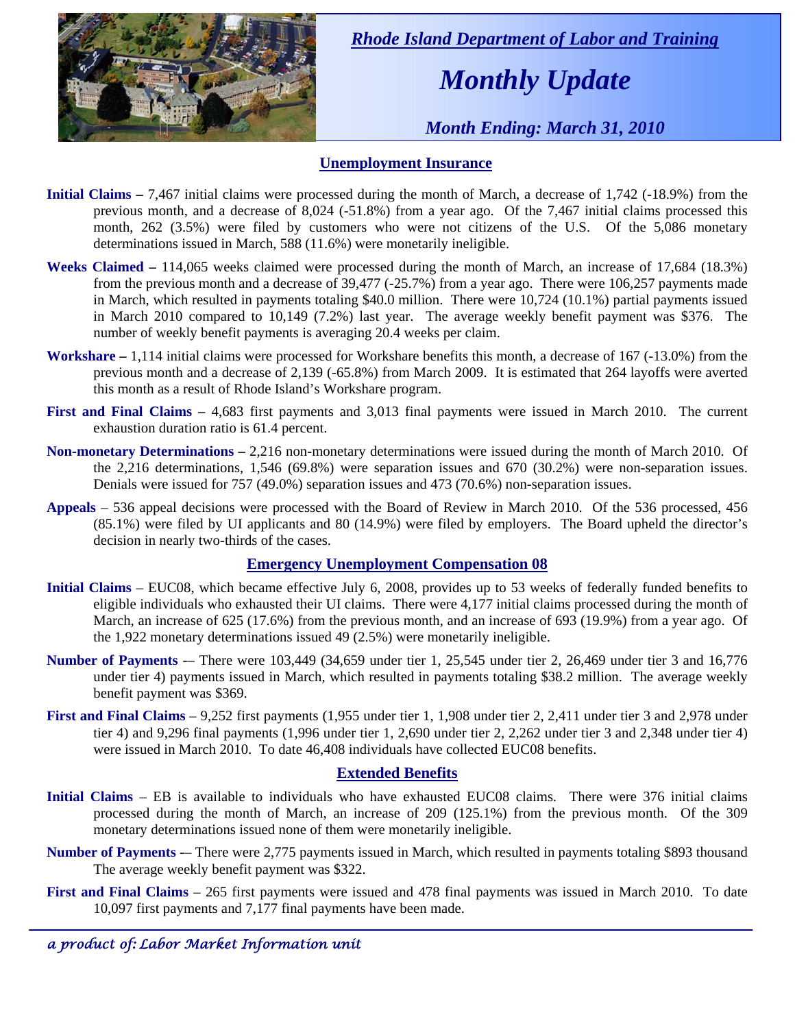*Rhode Island Department of Labor and Training*

# *Monthly Update*

*Month Ending: March 31, 2010*

## Unemployment Insurance

**Initial Claims –** 7,467 initial claims were processed during the month of March, a decrease of 1,742 (-18.9%) from the previous month, and a decrease of 8,024 (-51.8%) from a year ago. Of the 7,467 initial claims processed this month, 262 (3.5%) were filed by customers who were not citizens of the U.S. Of the 5,086 monetary determinations issued in March, 588 (11.6%) were monetarily ineligible.

**Weeks Claimed –** 114,065 weeks claimed were processed during the month of March, an increase of 17,684 (18.3%) from the previous month and a decrease of 39,477 (-25.7%) from a year ago. There were 106,257 payments made in March, which resulted in payments totaling $40.0 million. There were 10,724 (10.1%) partial payments issued in March 2010 compared to 10,149 (7.2%) last year. The average weekly benefit payment was $376. The number of weekly benefit payments is averaging 20.4 weeks per claim.

**Workshare –** 1,114 initial claims were processed for Workshare benefits this month, a decrease of 167 (-13.0%) from the previous month and a decrease of 2,139 (-65.8%) from March 2009. It is estimated that 264 layoffs were averted this month as a result of Rhode Island's Workshare program.

**First and Final Claims –** 4,683 first payments and 3,013 final payments were issued in March 2010. The current exhaustion duration ratio is 61.4 percent.

**Non-monetary Determinations –** 2,216 non-monetary determinations were issued during the month of March 2010. Of the 2,216 determinations, 1,546 (69.8%) were separation issues and 670 (30.2%) were non-separation issues. Denials were issued for 757 (49.0%) separation issues and 473 (70.6%) non-separation issues.

**Appeals** – 536 appeal decisions were processed with the Board of Review in March 2010. Of the 536 processed, 456 (85.1%) were filed by UI applicants and 80 (14.9%) were filed by employers. The Board upheld the director's decision in nearly two-thirds of the cases.

## Emergency Unemployment Compensation 08

**Initial Claims** – EUC08, which became effective July 6, 2008, provides up to 53 weeks of federally funded benefits to eligible individuals who exhausted their UI claims. There were 4,177 initial claims processed during the month of March, an increase of 625 (17.6%) from the previous month, and an increase of 693 (19.9%) from a year ago. Of the 1,922 monetary determinations issued 49 (2.5%) were monetarily ineligible.

**Number of Payments** -– There were 103,449 (34,659 under tier 1, 25,545 under tier 2, 26,469 under tier 3 and 16,776 under tier 4) payments issued in March, which resulted in payments totaling $38.2 million. The average weekly benefit payment was $369.

**First and Final Claims** – 9,252 first payments (1,955 under tier 1, 1,908 under tier 2, 2,411 under tier 3 and 2,978 under tier 4) and 9,296 final payments (1,996 under tier 1, 2,690 under tier 2, 2,262 under tier 3 and 2,348 under tier 4) were issued in March 2010. To date 46,408 individuals have collected EUC08 benefits.

## Extended Benefits

**Initial Claims** – EB is available to individuals who have exhausted EUC08 claims. There were 376 initial claims processed during the month of March, an increase of 209 (125.1%) from the previous month. Of the 309 monetary determinations issued none of them were monetarily ineligible.

**Number of Payments** -– There were 2,775 payments issued in March, which resulted in payments totaling $893 thousand The average weekly benefit payment was $322.

**First and Final Claims** – 265 first payments were issued and 478 final payments was issued in March 2010. To date 10,097 first payments and 7,177 final payments have been made.

*a product of: Labor Market Information unit*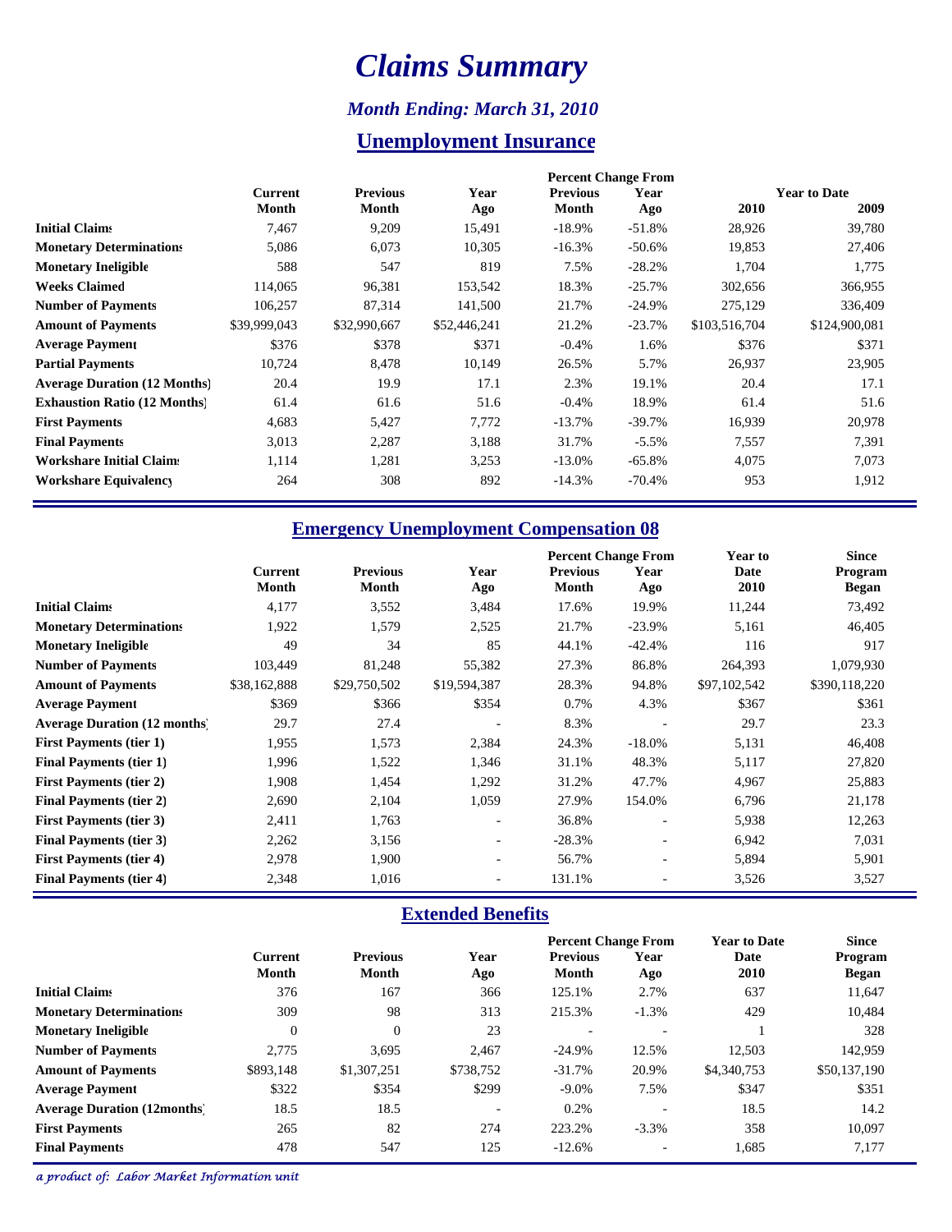# *Claims Summary*

### *Month Ending: March 31, 2010*

## Unemployment Insurance

| | Current Month | Previous Month | Year Ago | Percent Change From Previous Month | Percent Change From Year Ago | Year to Date 2010 | Year to Date 2009 |
|---|---|---|---|---|---|---|---|
| **Initial Claims** | 7,467 | 9,209 | 15,491 | -18.9% | -51.8% | 28,926 | 39,780 |
| **Monetary Determinations** | 5,086 | 6,073 | 10,305 | -16.3% | -50.6% | 19,853 | 27,406 |
| **Monetary Ineligible** | 588 | 547 | 819 | 7.5% | -28.2% | 1,704 | 1,775 |
| **Weeks Claimed** | 114,065 | 96,381 | 153,542 | 18.3% | -25.7% | 302,656 | 366,955 |
| **Number of Payments** | 106,257 | 87,314 | 141,500 | 21.7% | -24.9% | 275,129 | 336,409 |
| **Amount of Payments** | $39,999,043 | $32,990,667 | $52,446,241 | 21.2% | -23.7% | $103,516,704 | $124,900,081 |
| **Average Payment** | $376 | $378 | $371 | -0.4% | 1.6% | $376 | $371 |
| **Partial Payments** | 10,724 | 8,478 | 10,149 | 26.5% | 5.7% | 26,937 | 23,905 |
| **Average Duration (12 Months)** | 20.4 | 19.9 | 17.1 | 2.3% | 19.1% | 20.4 | 17.1 |
| **Exhaustion Ratio (12 Months)** | 61.4 | 61.6 | 51.6 | -0.4% | 18.9% | 61.4 | 51.6 |
| **First Payments** | 4,683 | 5,427 | 7,772 | -13.7% | -39.7% | 16,939 | 20,978 |
| **Final Payments** | 3,013 | 2,287 | 3,188 | 31.7% | -5.5% | 7,557 | 7,391 |
| **Workshare Initial Claims** | 1,114 | 1,281 | 3,253 | -13.0% | -65.8% | 4,075 | 7,073 |
| **Workshare Equivalency** | 264 | 308 | 892 | -14.3% | -70.4% | 953 | 1,912 |

## Emergency Unemployment Compensation 08

| | Current Month | Previous Month | Year Ago | Percent Change From Previous Month | Percent Change From Year Ago | Year to Date 2010 | Since Program Began |
|---|---|---|---|---|---|---|---|
| **Initial Claims** | 4,177 | 3,552 | 3,484 | 17.6% | 19.9% | 11,244 | 73,492 |
| **Monetary Determinations** | 1,922 | 1,579 | 2,525 | 21.7% | -23.9% | 5,161 | 46,405 |
| **Monetary Ineligible** | 49 | 34 | 85 | 44.1% | -42.4% | 116 | 917 |
| **Number of Payments** | 103,449 | 81,248 | 55,382 | 27.3% | 86.8% | 264,393 | 1,079,930 |
| **Amount of Payments** | $38,162,888 | $29,750,502 | $19,594,387 | 28.3% | 94.8% | $97,102,542 | $390,118,220 |
| **Average Payment** | $369 | $366 | $354 | 0.7% | 4.3% | $367 | $361 |
| **Average Duration (12 months)** | 29.7 | 27.4 | - | 8.3% | - | 29.7 | 23.3 |
| **First Payments (tier 1)** | 1,955 | 1,573 | 2,384 | 24.3% | -18.0% | 5,131 | 46,408 |
| **Final Payments (tier 1)** | 1,996 | 1,522 | 1,346 | 31.1% | 48.3% | 5,117 | 27,820 |
| **First Payments (tier 2)** | 1,908 | 1,454 | 1,292 | 31.2% | 47.7% | 4,967 | 25,883 |
| **Final Payments (tier 2)** | 2,690 | 2,104 | 1,059 | 27.9% | 154.0% | 6,796 | 21,178 |
| **First Payments (tier 3)** | 2,411 | 1,763 | - | 36.8% | - | 5,938 | 12,263 |
| **Final Payments (tier 3)** | 2,262 | 3,156 | - | -28.3% | - | 6,942 | 7,031 |
| **First Payments (tier 4)** | 2,978 | 1,900 | - | 56.7% | - | 5,894 | 5,901 |
| **Final Payments (tier 4)** | 2,348 | 1,016 | - | 131.1% | - | 3,526 | 3,527 |

## Extended Benefits

| | Current Month | Previous Month | Year Ago | Percent Change From Previous Month | Percent Change From Year Ago | Year to Date 2010 | Since Program Began |
|---|---|---|---|---|---|---|---|
| **Initial Claims** | 376 | 167 | 366 | 125.1% | 2.7% | 637 | 11,647 |
| **Monetary Determinations** | 309 | 98 | 313 | 215.3% | -1.3% | 429 | 10,484 |
| **Monetary Ineligible** | 0 | 0 | 23 | - | - | 1 | 328 |
| **Number of Payments** | 2,775 | 3,695 | 2,467 | -24.9% | 12.5% | 12,503 | 142,959 |
| **Amount of Payments** | $893,148 | $1,307,251 | $738,752 | -31.7% | 20.9% | $4,340,753 | $50,137,190 |
| **Average Payment** | $322 | $354 | $299 | -9.0% | 7.5% | $347 | $351 |
| **Average Duration (12months)** | 18.5 | 18.5 | - | 0.2% | - | 18.5 | 14.2 |
| **First Payments** | 265 | 82 | 274 | 223.2% | -3.3% | 358 | 10,097 |
| **Final Payments** | 478 | 547 | 125 | -12.6% | - | 1,685 | 7,177 |

*a product of: Labor Market Information unit*